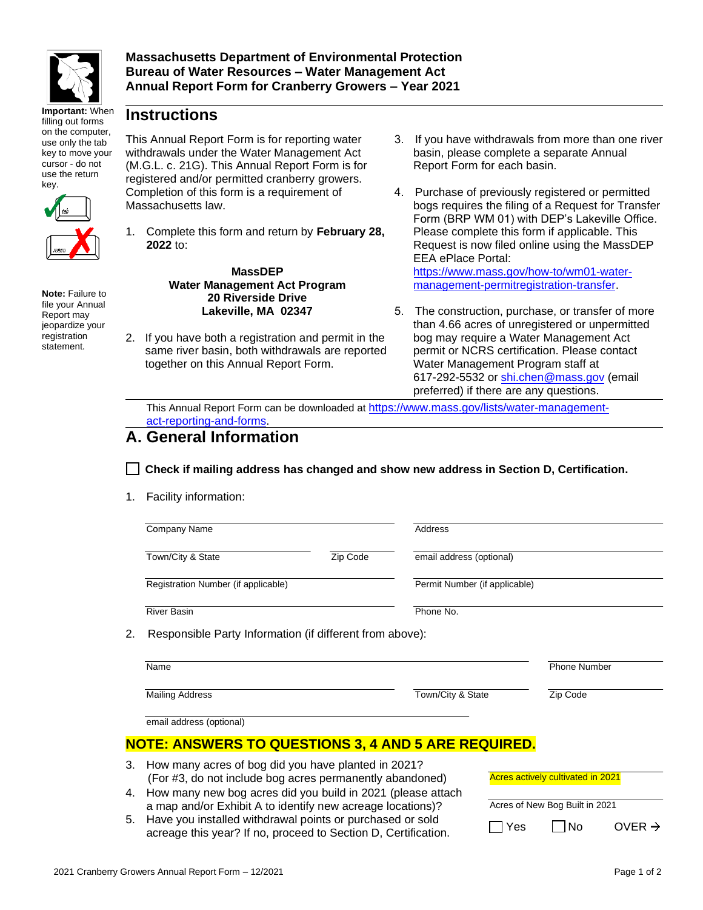**Massachusetts Department of Environmental Protection**
**Bureau of Water Resources – Water Management Act**
**Annual Report Form for Cranberry Growers – Year 2021**

**Important:** When filling out forms on the computer, use only the tab key to move your cursor - do not use the return key.

**Note:** Failure to file your Annual Report may jeopardize your registration statement.

## Instructions

This Annual Report Form is for reporting water withdrawals under the Water Management Act (M.G.L. c. 21G). This Annual Report Form is for registered and/or permitted cranberry growers. Completion of this form is a requirement of Massachusetts law.

1. Complete this form and return by **February 28, 2022** to:

   **MassDEP**
   **Water Management Act Program**
   **20 Riverside Drive**
   **Lakeville, MA 02347**

2. If you have both a registration and permit in the same river basin, both withdrawals are reported together on this Annual Report Form.

3. If you have withdrawals from more than one river basin, please complete a separate Annual Report Form for each basin.

4. Purchase of previously registered or permitted bogs requires the filing of a Request for Transfer Form (BRP WM 01) with DEP's Lakeville Office. Please complete this form if applicable. This Request is now filed online using the MassDEP EEA ePlace Portal: https://www.mass.gov/how-to/wm01-water-management-permitregistration-transfer.

5. The construction, purchase, or transfer of more than 4.66 acres of unregistered or unpermitted bog may require a Water Management Act permit or NCRS certification. Please contact Water Management Program staff at 617-292-5532 or shi.chen@mass.gov (email preferred) if there are any questions.

This Annual Report Form can be downloaded at https://www.mass.gov/lists/water-management-act-reporting-and-forms.

## A. General Information

☐ **Check if mailing address has changed and show new address in Section D, Certification.**

1. Facility information:

   Company Name ____________________ Address ____________________

   Town/City & State ____________________ Zip Code __________ email address (optional) ____________________

   Registration Number (if applicable) ____________________ Permit Number (if applicable) ____________________

   River Basin ____________________ Phone No. ____________________

2. Responsible Party Information (if different from above):

   Name ____________________ Phone Number ____________________

   Mailing Address ____________________ Town/City & State ____________________ Zip Code __________

   email address (optional) ____________________

**NOTE: ANSWERS TO QUESTIONS 3, 4 AND 5 ARE REQUIRED.**

3. How many acres of bog did you have planted in 2021? (For #3, do not include bog acres permanently abandoned)

   ____________________ Acres actively cultivated in 2021

4. How many new bog acres did you build in 2021 (please attach a map and/or Exhibit A to identify new acreage locations)?

   ____________________ Acres of New Bog Built in 2021

5. Have you installed withdrawal points or purchased or sold acreage this year? If no, proceed to Section D, Certification.

   ☐ Yes ☐ No

OVER →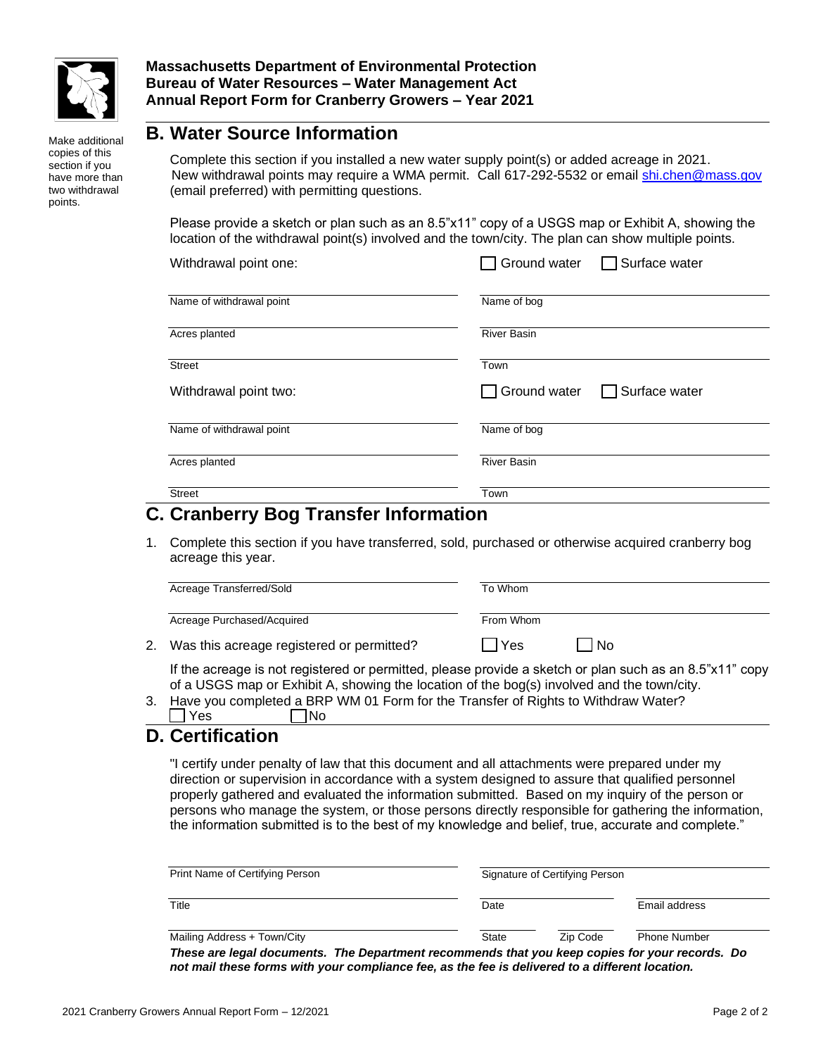**Massachusetts Department of Environmental Protection**
**Bureau of Water Resources – Water Management Act**
**Annual Report Form for Cranberry Growers – Year 2021**

Make additional copies of this section if you have more than two withdrawal points.

## B. Water Source Information

Complete this section if you installed a new water supply point(s) or added acreage in 2021. New withdrawal points may require a WMA permit. Call 617-292-5532 or email shi.chen@mass.gov (email preferred) with permitting questions.

Please provide a sketch or plan such as an 8.5"x11" copy of a USGS map or Exhibit A, showing the location of the withdrawal point(s) involved and the town/city. The plan can show multiple points.

Withdrawal point one: ☐ Ground water ☐ Surface water

| | |
|---|---|
| Name of withdrawal point | Name of bog |
| Acres planted | River Basin |
| Street | Town |

Withdrawal point two: ☐ Ground water ☐ Surface water

| | |
|---|---|
| Name of withdrawal point | Name of bog |
| Acres planted | River Basin |
| Street | Town |

## C. Cranberry Bog Transfer Information

1. Complete this section if you have transferred, sold, purchased or otherwise acquired cranberry bog acreage this year.

| | |
|---|---|
| Acreage Transferred/Sold | To Whom |
| Acreage Purchased/Acquired | From Whom |

2. Was this acreage registered or permitted? ☐ Yes ☐ No

   If the acreage is not registered or permitted, please provide a sketch or plan such as an 8.5"x11" copy of a USGS map or Exhibit A, showing the location of the bog(s) involved and the town/city.

3. Have you completed a BRP WM 01 Form for the Transfer of Rights to Withdraw Water?
   ☐ Yes ☐ No

## D. Certification

"I certify under penalty of law that this document and all attachments were prepared under my direction or supervision in accordance with a system designed to assure that qualified personnel properly gathered and evaluated the information submitted. Based on my inquiry of the person or persons who manage the system, or those persons directly responsible for gathering the information, the information submitted is to the best of my knowledge and belief, true, accurate and complete."

| | | | |
|---|---|---|---|
| Print Name of Certifying Person | Signature of Certifying Person | | |
| Title | Date | | Email address |
| Mailing Address + Town/City | State | Zip Code | Phone Number |

***These are legal documents. The Department recommends that you keep copies for your records. Do not mail these forms with your compliance fee, as the fee is delivered to a different location.***

2021 Cranberry Growers Annual Report Form – 12/2021